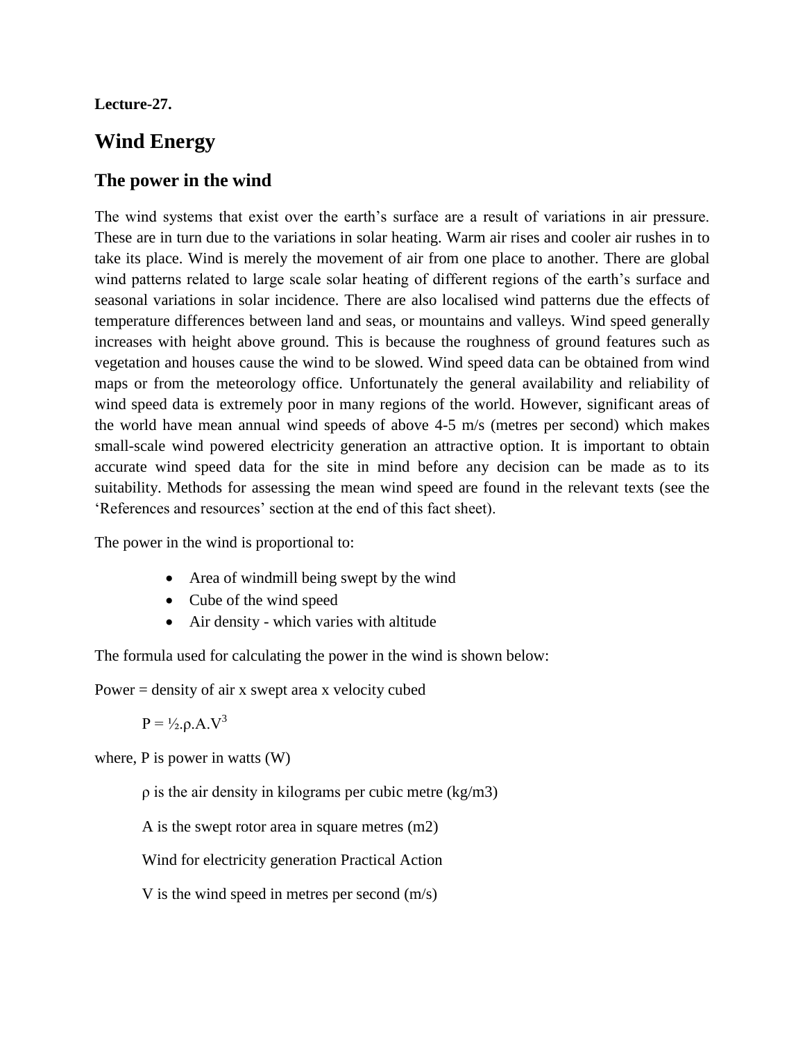**Lecture-27.**

# Wind Energy

## The power in the wind

The wind systems that exist over the earth's surface are a result of variations in air pressure. These are in turn due to the variations in solar heating. Warm air rises and cooler air rushes in to take its place. Wind is merely the movement of air from one place to another. There are global wind patterns related to large scale solar heating of different regions of the earth's surface and seasonal variations in solar incidence. There are also localised wind patterns due the effects of temperature differences between land and seas, or mountains and valleys. Wind speed generally increases with height above ground. This is because the roughness of ground features such as vegetation and houses cause the wind to be slowed. Wind speed data can be obtained from wind maps or from the meteorology office. Unfortunately the general availability and reliability of wind speed data is extremely poor in many regions of the world. However, significant areas of the world have mean annual wind speeds of above 4-5 m/s (metres per second) which makes small-scale wind powered electricity generation an attractive option. It is important to obtain accurate wind speed data for the site in mind before any decision can be made as to its suitability. Methods for assessing the mean wind speed are found in the relevant texts (see the 'References and resources' section at the end of this fact sheet).

The power in the wind is proportional to:

- Area of windmill being swept by the wind
- Cube of the wind speed
- Air density - which varies with altitude

The formula used for calculating the power in the wind is shown below:

Power = density of air x swept area x velocity cubed

$$P = \frac{1}{2} \cdot \rho \cdot A \cdot V^3$$

where, P is power in watts (W)

ρ is the air density in kilograms per cubic metre (kg/m3)

A is the swept rotor area in square metres (m2)

Wind for electricity generation Practical Action

V is the wind speed in metres per second (m/s)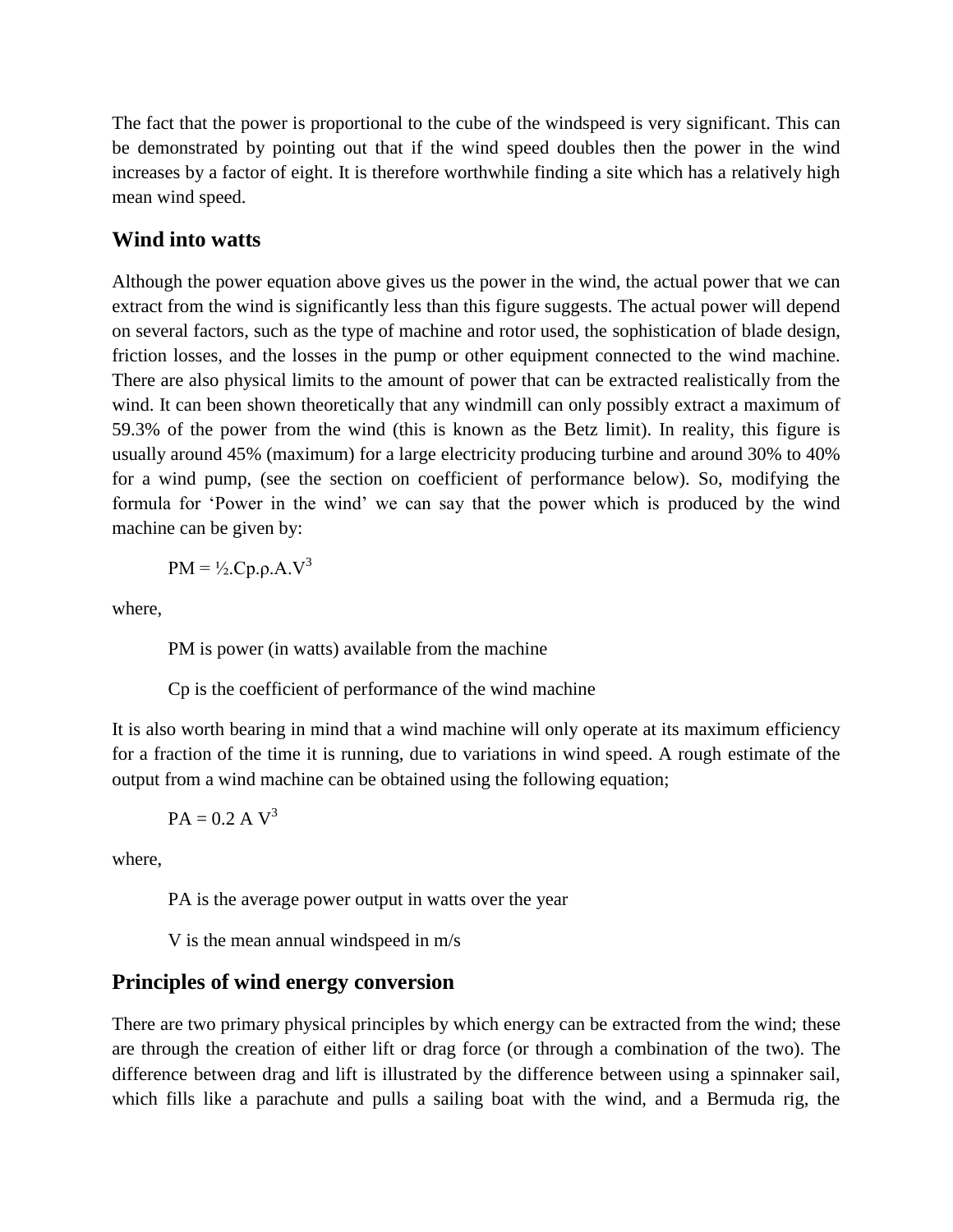The fact that the power is proportional to the cube of the windspeed is very significant. This can be demonstrated by pointing out that if the wind speed doubles then the power in the wind increases by a factor of eight. It is therefore worthwhile finding a site which has a relatively high mean wind speed.

## Wind into watts

Although the power equation above gives us the power in the wind, the actual power that we can extract from the wind is significantly less than this figure suggests. The actual power will depend on several factors, such as the type of machine and rotor used, the sophistication of blade design, friction losses, and the losses in the pump or other equipment connected to the wind machine. There are also physical limits to the amount of power that can be extracted realistically from the wind. It can been shown theoretically that any windmill can only possibly extract a maximum of 59.3% of the power from the wind (this is known as the Betz limit). In reality, this figure is usually around 45% (maximum) for a large electricity producing turbine and around 30% to 40% for a wind pump, (see the section on coefficient of performance below). So, modifying the formula for 'Power in the wind' we can say that the power which is produced by the wind machine can be given by:

$$PM = \tfrac{1}{2} \cdot Cp \cdot \rho \cdot A \cdot V^3$$

where,

PM is power (in watts) available from the machine

Cp is the coefficient of performance of the wind machine

It is also worth bearing in mind that a wind machine will only operate at its maximum efficiency for a fraction of the time it is running, due to variations in wind speed. A rough estimate of the output from a wind machine can be obtained using the following equation;

$$PA = 0.2\ A\ V^3$$

where,

PA is the average power output in watts over the year

V is the mean annual windspeed in m/s

## Principles of wind energy conversion

There are two primary physical principles by which energy can be extracted from the wind; these are through the creation of either lift or drag force (or through a combination of the two). The difference between drag and lift is illustrated by the difference between using a spinnaker sail, which fills like a parachute and pulls a sailing boat with the wind, and a Bermuda rig, the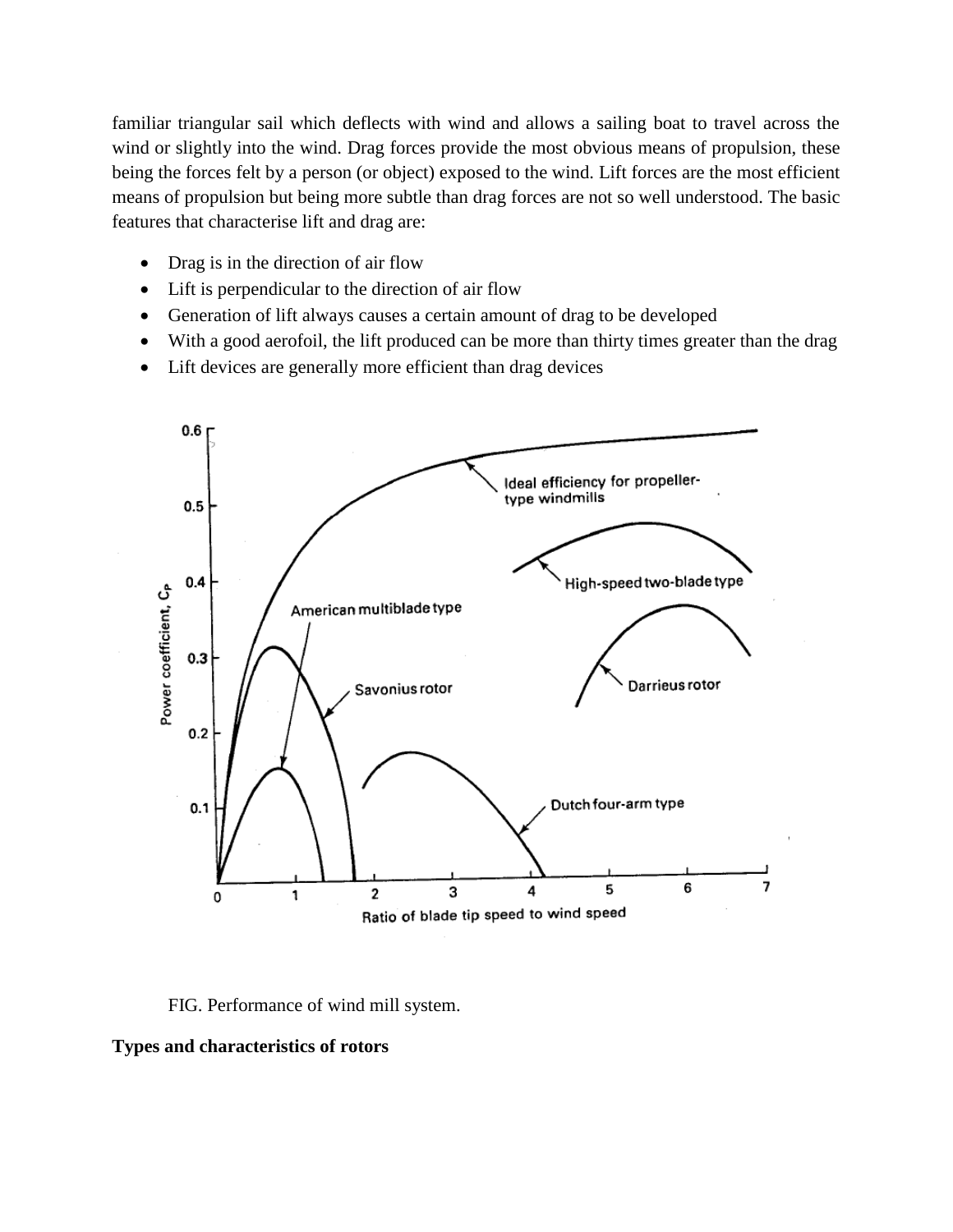familiar triangular sail which deflects with wind and allows a sailing boat to travel across the wind or slightly into the wind. Drag forces provide the most obvious means of propulsion, these being the forces felt by a person (or object) exposed to the wind. Lift forces are the most efficient means of propulsion but being more subtle than drag forces are not so well understood. The basic features that characterise lift and drag are:

- Drag is in the direction of air flow
- Lift is perpendicular to the direction of air flow
- Generation of lift always causes a certain amount of drag to be developed
- With a good aerofoil, the lift produced can be more than thirty times greater than the drag
- Lift devices are generally more efficient than drag devices

FIG. Performance of wind mill system.

**Types and characteristics of rotors**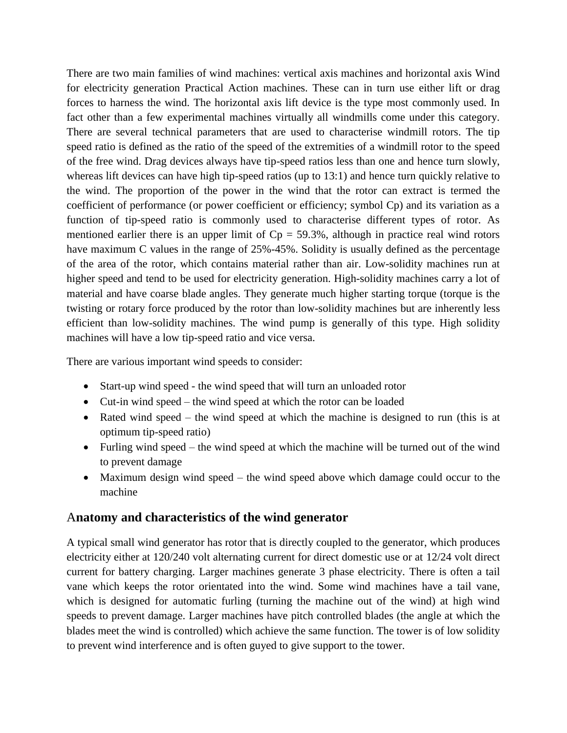There are two main families of wind machines: vertical axis machines and horizontal axis Wind for electricity generation Practical Action machines. These can in turn use either lift or drag forces to harness the wind. The horizontal axis lift device is the type most commonly used. In fact other than a few experimental machines virtually all windmills come under this category. There are several technical parameters that are used to characterise windmill rotors. The tip speed ratio is defined as the ratio of the speed of the extremities of a windmill rotor to the speed of the free wind. Drag devices always have tip-speed ratios less than one and hence turn slowly, whereas lift devices can have high tip-speed ratios (up to 13:1) and hence turn quickly relative to the wind. The proportion of the power in the wind that the rotor can extract is termed the coefficient of performance (or power coefficient or efficiency; symbol Cp) and its variation as a function of tip-speed ratio is commonly used to characterise different types of rotor. As mentioned earlier there is an upper limit of Cp = 59.3%, although in practice real wind rotors have maximum C values in the range of 25%-45%. Solidity is usually defined as the percentage of the area of the rotor, which contains material rather than air. Low-solidity machines run at higher speed and tend to be used for electricity generation. High-solidity machines carry a lot of material and have coarse blade angles. They generate much higher starting torque (torque is the twisting or rotary force produced by the rotor than low-solidity machines but are inherently less efficient than low-solidity machines. The wind pump is generally of this type. High solidity machines will have a low tip-speed ratio and vice versa.

There are various important wind speeds to consider:

- Start-up wind speed - the wind speed that will turn an unloaded rotor
- Cut-in wind speed – the wind speed at which the rotor can be loaded
- Rated wind speed – the wind speed at which the machine is designed to run (this is at optimum tip-speed ratio)
- Furling wind speed – the wind speed at which the machine will be turned out of the wind to prevent damage
- Maximum design wind speed – the wind speed above which damage could occur to the machine

## Anatomy and characteristics of the wind generator

A typical small wind generator has rotor that is directly coupled to the generator, which produces electricity either at 120/240 volt alternating current for direct domestic use or at 12/24 volt direct current for battery charging. Larger machines generate 3 phase electricity. There is often a tail vane which keeps the rotor orientated into the wind. Some wind machines have a tail vane, which is designed for automatic furling (turning the machine out of the wind) at high wind speeds to prevent damage. Larger machines have pitch controlled blades (the angle at which the blades meet the wind is controlled) which achieve the same function. The tower is of low solidity to prevent wind interference and is often guyed to give support to the tower.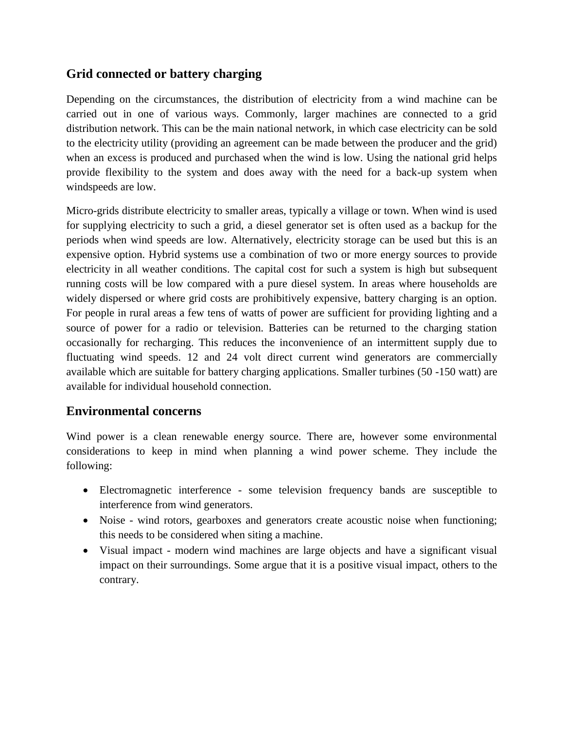## Grid connected or battery charging

Depending on the circumstances, the distribution of electricity from a wind machine can be carried out in one of various ways. Commonly, larger machines are connected to a grid distribution network. This can be the main national network, in which case electricity can be sold to the electricity utility (providing an agreement can be made between the producer and the grid) when an excess is produced and purchased when the wind is low. Using the national grid helps provide flexibility to the system and does away with the need for a back-up system when windspeeds are low.

Micro-grids distribute electricity to smaller areas, typically a village or town. When wind is used for supplying electricity to such a grid, a diesel generator set is often used as a backup for the periods when wind speeds are low. Alternatively, electricity storage can be used but this is an expensive option. Hybrid systems use a combination of two or more energy sources to provide electricity in all weather conditions. The capital cost for such a system is high but subsequent running costs will be low compared with a pure diesel system. In areas where households are widely dispersed or where grid costs are prohibitively expensive, battery charging is an option. For people in rural areas a few tens of watts of power are sufficient for providing lighting and a source of power for a radio or television. Batteries can be returned to the charging station occasionally for recharging. This reduces the inconvenience of an intermittent supply due to fluctuating wind speeds. 12 and 24 volt direct current wind generators are commercially available which are suitable for battery charging applications. Smaller turbines (50 -150 watt) are available for individual household connection.

## Environmental concerns

Wind power is a clean renewable energy source. There are, however some environmental considerations to keep in mind when planning a wind power scheme. They include the following:

- Electromagnetic interference - some television frequency bands are susceptible to interference from wind generators.
- Noise - wind rotors, gearboxes and generators create acoustic noise when functioning; this needs to be considered when siting a machine.
- Visual impact - modern wind machines are large objects and have a significant visual impact on their surroundings. Some argue that it is a positive visual impact, others to the contrary.